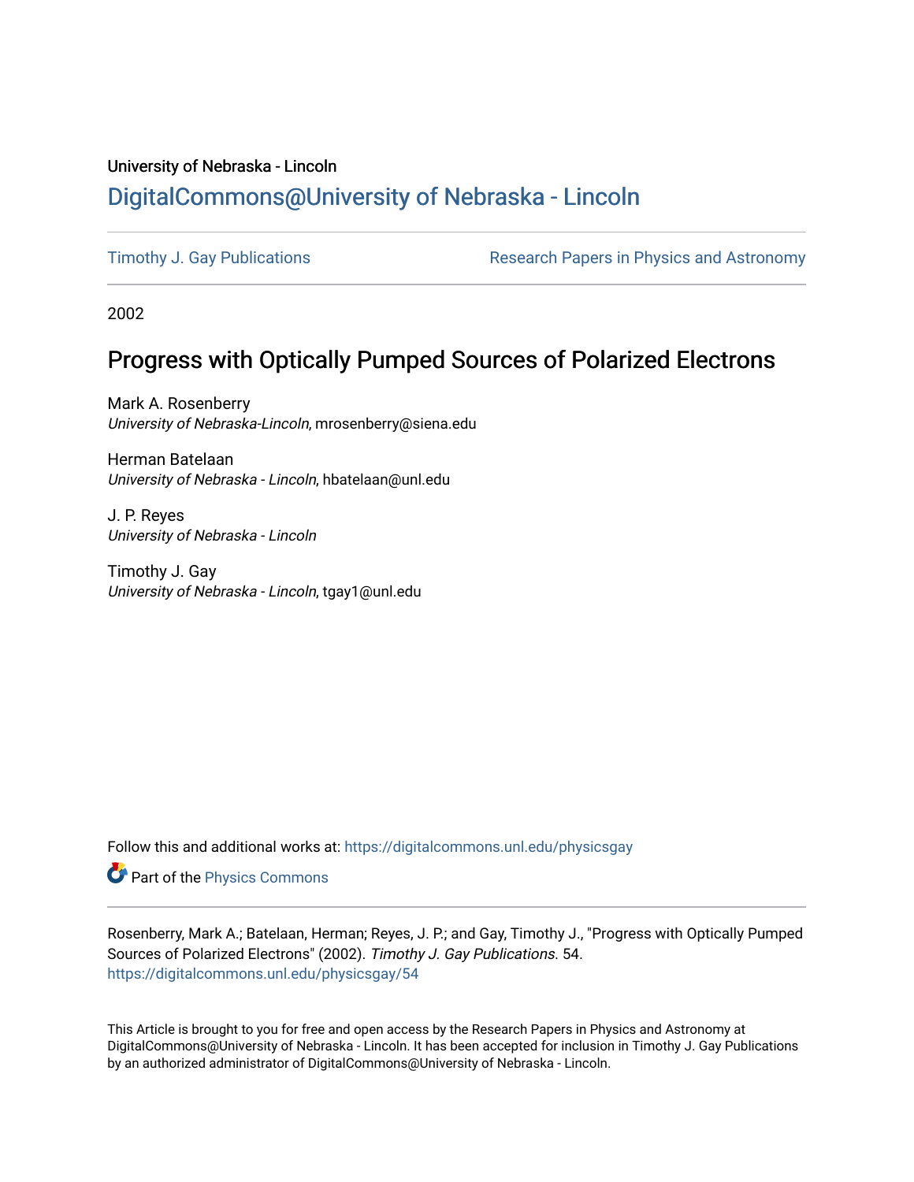University of Nebraska - Lincoln

## DigitalCommons@University of Nebraska - Lincoln

Timothy J. Gay Publications

Research Papers in Physics and Astronomy

2002

# Progress with Optically Pumped Sources of Polarized Electrons

Mark A. Rosenberry
*University of Nebraska-Lincoln*, mrosenberry@siena.edu

Herman Batelaan
*University of Nebraska - Lincoln*, hbatelaan@unl.edu

J. P. Reyes
*University of Nebraska - Lincoln*

Timothy J. Gay
*University of Nebraska - Lincoln*, tgay1@unl.edu

Follow this and additional works at: https://digitalcommons.unl.edu/physicsgay

Part of the Physics Commons

Rosenberry, Mark A.; Batelaan, Herman; Reyes, J. P.; and Gay, Timothy J., "Progress with Optically Pumped Sources of Polarized Electrons" (2002). *Timothy J. Gay Publications*. 54.
https://digitalcommons.unl.edu/physicsgay/54

This Article is brought to you for free and open access by the Research Papers in Physics and Astronomy at DigitalCommons@University of Nebraska - Lincoln. It has been accepted for inclusion in Timothy J. Gay Publications by an authorized administrator of DigitalCommons@University of Nebraska - Lincoln.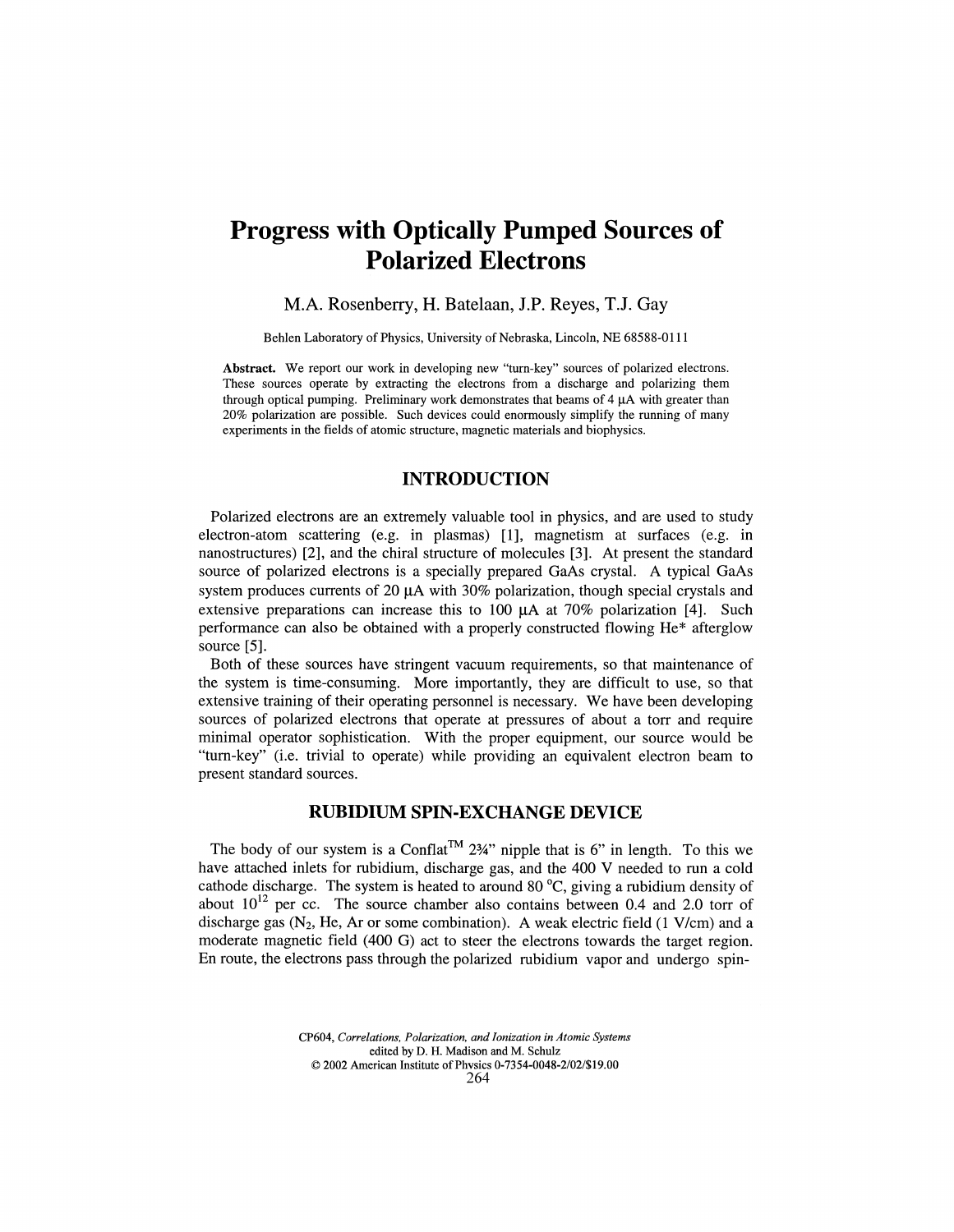# Progress with Optically Pumped Sources of Polarized Electrons

M.A. Rosenberry, H. Batelaan, J.P. Reyes, T.J. Gay

Behlen Laboratory of Physics, University of Nebraska, Lincoln, NE 68588-0111

**Abstract.** We report our work in developing new "turn-key" sources of polarized electrons. These sources operate by extracting the electrons from a discharge and polarizing them through optical pumping. Preliminary work demonstrates that beams of 4 μA with greater than 20% polarization are possible. Such devices could enormously simplify the running of many experiments in the fields of atomic structure, magnetic materials and biophysics.

## INTRODUCTION

Polarized electrons are an extremely valuable tool in physics, and are used to study electron-atom scattering (e.g. in plasmas) [1], magnetism at surfaces (e.g. in nanostructures) [2], and the chiral structure of molecules [3]. At present the standard source of polarized electrons is a specially prepared GaAs crystal. A typical GaAs system produces currents of 20 μA with 30% polarization, though special crystals and extensive preparations can increase this to 100 μA at 70% polarization [4]. Such performance can also be obtained with a properly constructed flowing He* afterglow source [5].

Both of these sources have stringent vacuum requirements, so that maintenance of the system is time-consuming. More importantly, they are difficult to use, so that extensive training of their operating personnel is necessary. We have been developing sources of polarized electrons that operate at pressures of about a torr and require minimal operator sophistication. With the proper equipment, our source would be "turn-key" (i.e. trivial to operate) while providing an equivalent electron beam to present standard sources.

## RUBIDIUM SPIN-EXCHANGE DEVICE

The body of our system is a Conflat™ 2¾" nipple that is 6" in length. To this we have attached inlets for rubidium, discharge gas, and the 400 V needed to run a cold cathode discharge. The system is heated to around 80 °C, giving a rubidium density of about $10^{12}$ per cc. The source chamber also contains between 0.4 and 2.0 torr of discharge gas ($N_2$, He, Ar or some combination). A weak electric field (1 V/cm) and a moderate magnetic field (400 G) act to steer the electrons towards the target region. En route, the electrons pass through the polarized rubidium vapor and undergo spin-

CP604, *Correlations, Polarization, and Ionization in Atomic Systems*
edited by D. H. Madison and M. Schulz
© 2002 American Institute of Physics 0-7354-0048-2/02/$19.00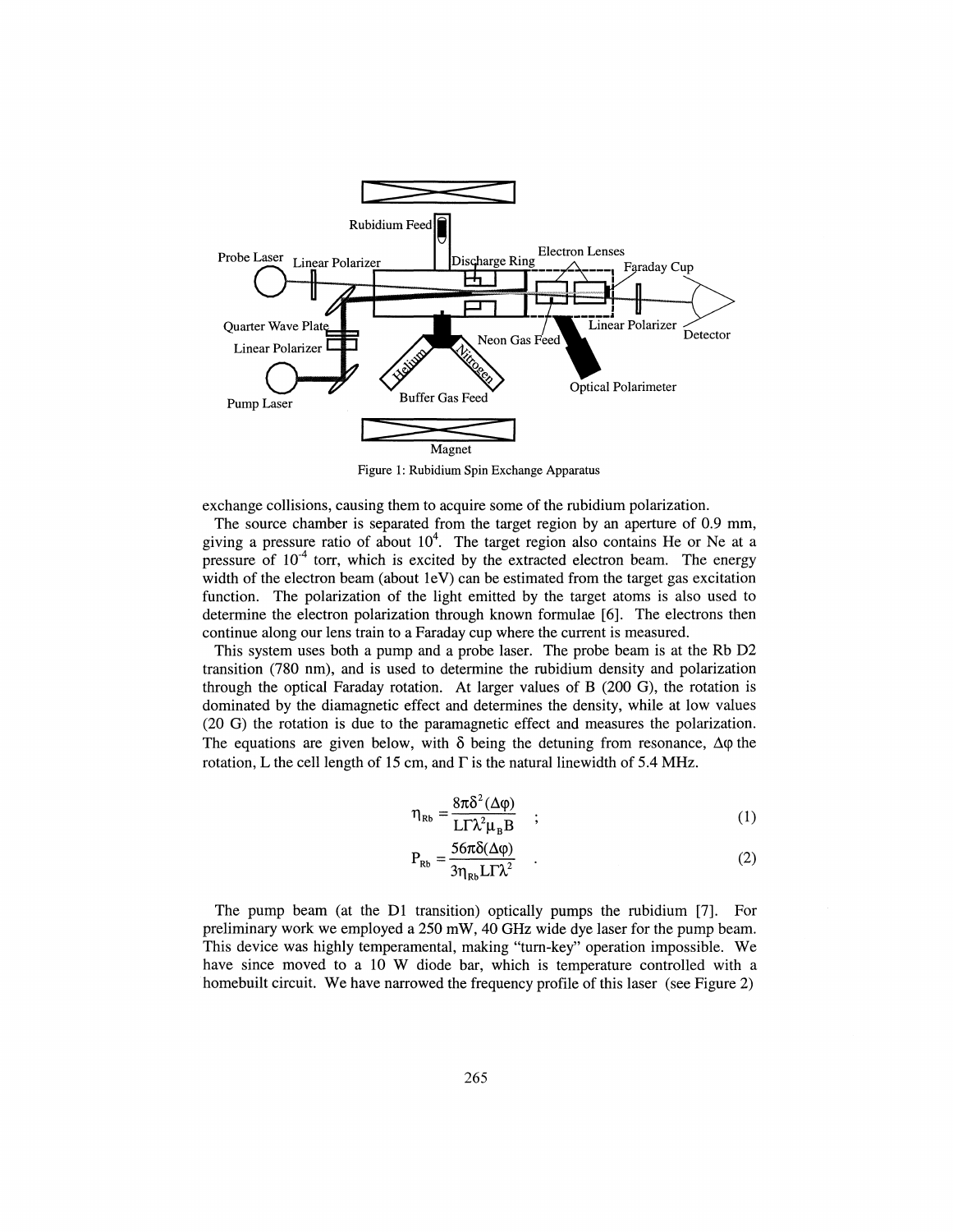Figure 1: Rubidium Spin Exchange Apparatus

exchange collisions, causing them to acquire some of the rubidium polarization.

The source chamber is separated from the target region by an aperture of 0.9 mm, giving a pressure ratio of about $10^4$. The target region also contains He or Ne at a pressure of $10^{-4}$ torr, which is excited by the extracted electron beam. The energy width of the electron beam (about 1eV) can be estimated from the target gas excitation function. The polarization of the light emitted by the target atoms is also used to determine the electron polarization through known formulae [6]. The electrons then continue along our lens train to a Faraday cup where the current is measured.

This system uses both a pump and a probe laser. The probe beam is at the Rb D2 transition (780 nm), and is used to determine the rubidium density and polarization through the optical Faraday rotation. At larger values of B (200 G), the rotation is dominated by the diamagnetic effect and determines the density, while at low values (20 G) the rotation is due to the paramagnetic effect and measures the polarization. The equations are given below, with $\delta$ being the detuning from resonance, $\Delta\varphi$ the rotation, L the cell length of 15 cm, and $\Gamma$ is the natural linewidth of 5.4 MHz.

$$\eta_{Rb} = \frac{8\pi\delta^2(\Delta\varphi)}{L\Gamma\lambda^2\mu_B B} \quad ; \tag{1}$$

$$P_{Rb} = \frac{56\pi\delta(\Delta\varphi)}{3\eta_{Rb}L\Gamma\lambda^2} \quad . \tag{2}$$

The pump beam (at the D1 transition) optically pumps the rubidium [7]. For preliminary work we employed a 250 mW, 40 GHz wide dye laser for the pump beam. This device was highly temperamental, making "turn-key" operation impossible. We have since moved to a 10 W diode bar, which is temperature controlled with a homebuilt circuit. We have narrowed the frequency profile of this laser (see Figure 2)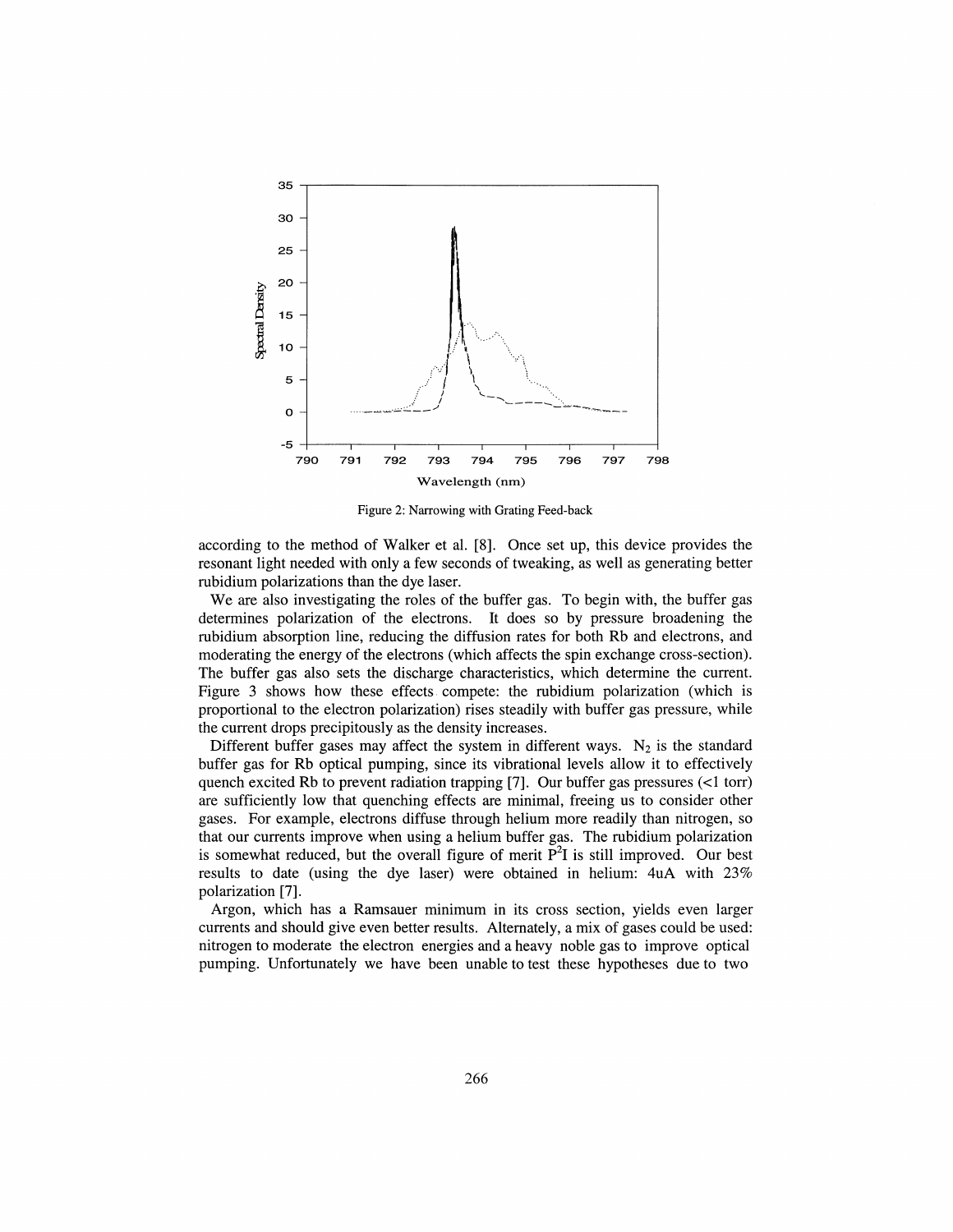Figure 2: Narrowing with Grating Feed-back

according to the method of Walker et al. [8]. Once set up, this device provides the resonant light needed with only a few seconds of tweaking, as well as generating better rubidium polarizations than the dye laser.

We are also investigating the roles of the buffer gas. To begin with, the buffer gas determines polarization of the electrons. It does so by pressure broadening the rubidium absorption line, reducing the diffusion rates for both Rb and electrons, and moderating the energy of the electrons (which affects the spin exchange cross-section). The buffer gas also sets the discharge characteristics, which determine the current. Figure 3 shows how these effects compete: the rubidium polarization (which is proportional to the electron polarization) rises steadily with buffer gas pressure, while the current drops precipitously as the density increases.

Different buffer gases may affect the system in different ways. $N_2$ is the standard buffer gas for Rb optical pumping, since its vibrational levels allow it to effectively quench excited Rb to prevent radiation trapping [7]. Our buffer gas pressures (<1 torr) are sufficiently low that quenching effects are minimal, freeing us to consider other gases. For example, electrons diffuse through helium more readily than nitrogen, so that our currents improve when using a helium buffer gas. The rubidium polarization is somewhat reduced, but the overall figure of merit $P^2I$ is still improved. Our best results to date (using the dye laser) were obtained in helium: 4uA with 23% polarization [7].

Argon, which has a Ramsauer minimum in its cross section, yields even larger currents and should give even better results. Alternately, a mix of gases could be used: nitrogen to moderate the electron energies and a heavy noble gas to improve optical pumping. Unfortunately we have been unable to test these hypotheses due to two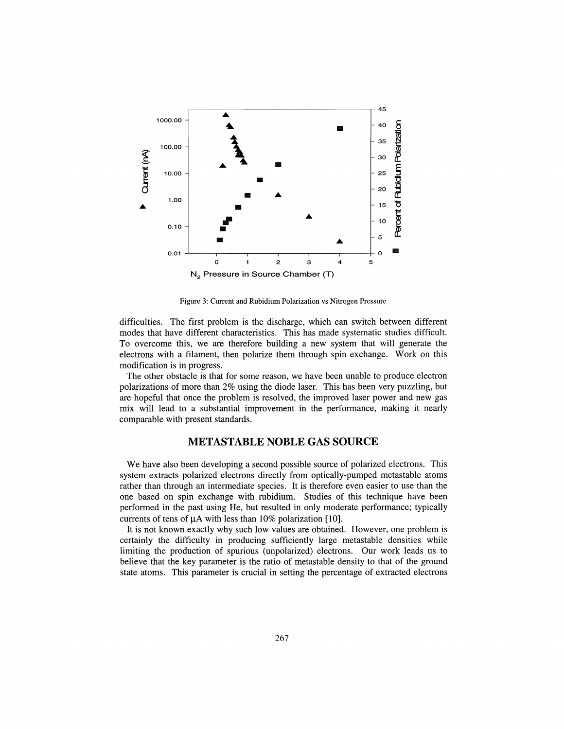Figure 3: Current and Rubidium Polarization vs Nitrogen Pressure

difficulties. The first problem is the discharge, which can switch between different modes that have different characteristics. This has made systematic studies difficult. To overcome this, we are therefore building a new system that will generate the electrons with a filament, then polarize them through spin exchange. Work on this modification is in progress.

The other obstacle is that for some reason, we have been unable to produce electron polarizations of more than 2% using the diode laser. This has been very puzzling, but are hopeful that once the problem is resolved, the improved laser power and new gas mix will lead to a substantial improvement in the performance, making it nearly comparable with present standards.

## METASTABLE NOBLE GAS SOURCE

We have also been developing a second possible source of polarized electrons. This system extracts polarized electrons directly from optically-pumped metastable atoms rather than through an intermediate species. It is therefore even easier to use than the one based on spin exchange with rubidium. Studies of this technique have been performed in the past using He, but resulted in only moderate performance; typically currents of tens of μA with less than 10% polarization [10].

It is not known exactly why such low values are obtained. However, one problem is certainly the difficulty in producing sufficiently large metastable densities while limiting the production of spurious (unpolarized) electrons. Our work leads us to believe that the key parameter is the ratio of metastable density to that of the ground state atoms. This parameter is crucial in setting the percentage of extracted electrons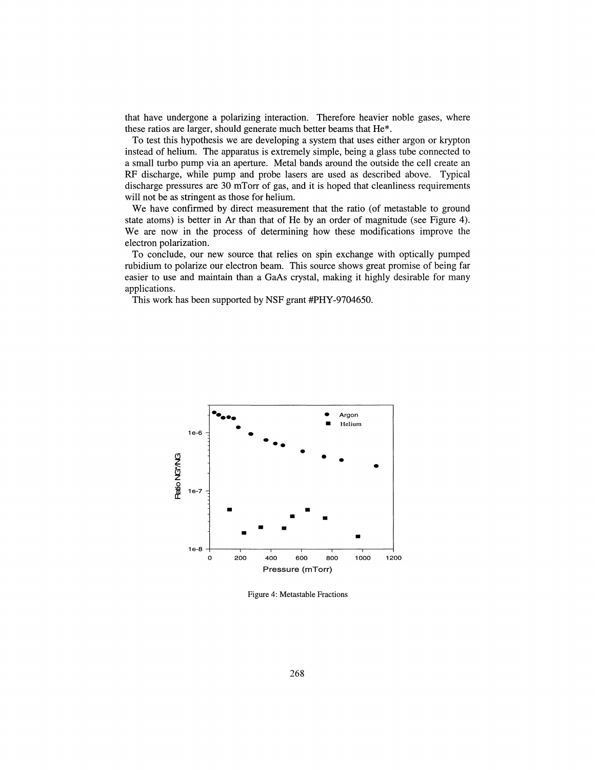that have undergone a polarizing interaction. Therefore heavier noble gases, where these ratios are larger, should generate much better beams that He*.

To test this hypothesis we are developing a system that uses either argon or krypton instead of helium. The apparatus is extremely simple, being a glass tube connected to a small turbo pump via an aperture. Metal bands around the outside the cell create an RF discharge, while pump and probe lasers are used as described above. Typical discharge pressures are 30 mTorr of gas, and it is hoped that cleanliness requirements will not be as stringent as those for helium.

We have confirmed by direct measurement that the ratio (of metastable to ground state atoms) is better in Ar than that of He by an order of magnitude (see Figure 4). We are now in the process of determining how these modifications improve the electron polarization.

To conclude, our new source that relies on spin exchange with optically pumped rubidium to polarize our electron beam. This source shows great promise of being far easier to use and maintain than a GaAs crystal, making it highly desirable for many applications.

This work has been supported by NSF grant #PHY-9704650.

Figure 4: Metastable Fractions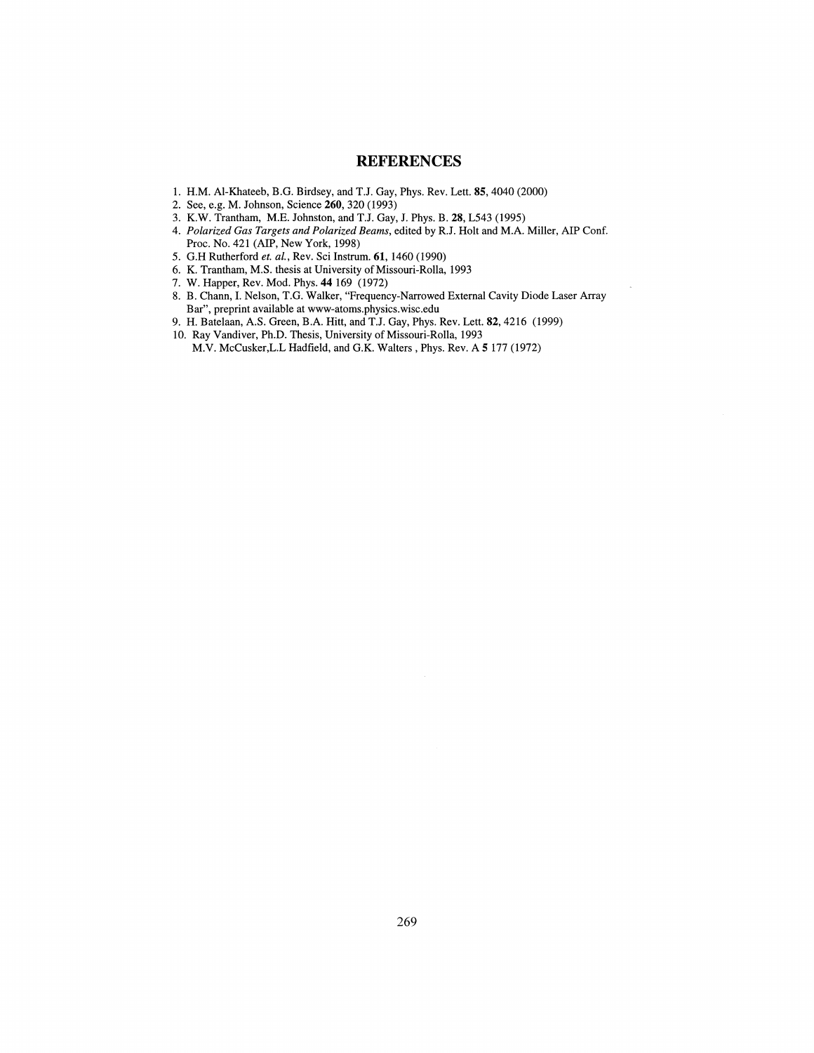## REFERENCES

1. H.M. Al-Khateeb, B.G. Birdsey, and T.J. Gay, Phys. Rev. Lett. **85**, 4040 (2000)
2. See, e.g. M. Johnson, Science **260**, 320 (1993)
3. K.W. Trantham, M.E. Johnston, and T.J. Gay, J. Phys. B. **28**, L543 (1995)
4. *Polarized Gas Targets and Polarized Beams*, edited by R.J. Holt and M.A. Miller, AIP Conf. Proc. No. 421 (AIP, New York, 1998)
5. G.H Rutherford *et. al.*, Rev. Sci Instrum. **61**, 1460 (1990)
6. K. Trantham, M.S. thesis at University of Missouri-Rolla, 1993
7. W. Happer, Rev. Mod. Phys. **44** 169 (1972)
8. B. Chann, I. Nelson, T.G. Walker, "Frequency-Narrowed External Cavity Diode Laser Array Bar", preprint available at www-atoms.physics.wisc.edu
9. H. Batelaan, A.S. Green, B.A. Hitt, and T.J. Gay, Phys. Rev. Lett. **82**, 4216 (1999)
10. Ray Vandiver, Ph.D. Thesis, University of Missouri-Rolla, 1993
    M.V. McCusker,L.L Hadfield, and G.K. Walters , Phys. Rev. A **5** 177 (1972)